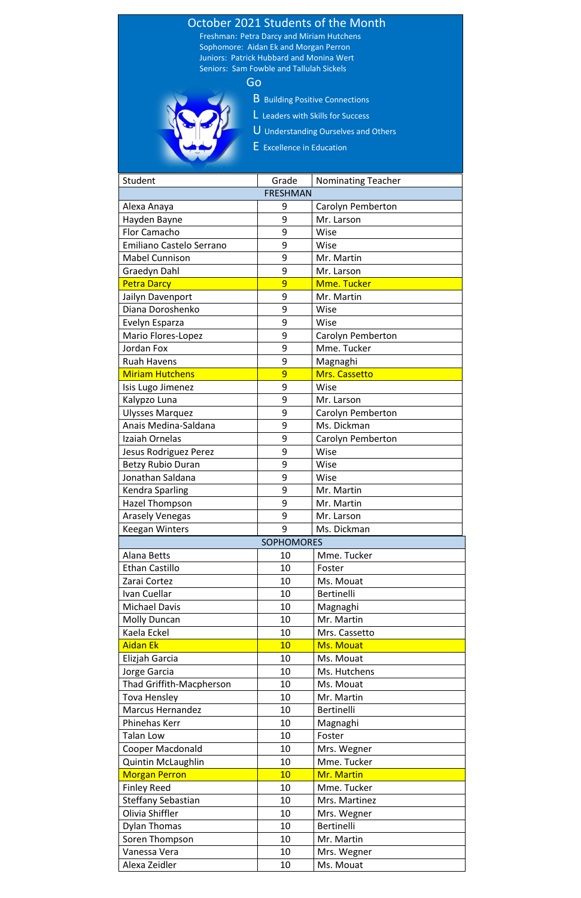# October 2021 Students of the Month

Freshman: Petra Darcy and Miriam Hutchens
Sophomore: Aidan Ek and Morgan Perron
Juniors: Patrick Hubbard and Monina Wert
Seniors: Sam Fowble and Tallulah Sickels

Go

B Building Positive Connections
L Leaders with Skills for Success
U Understanding Ourselves and Others
E Excellence in Education

| Student | Grade | Nominating Teacher |
|---|---|---|
| FRESHMAN | | |
| Alexa Anaya | 9 | Carolyn Pemberton |
| Hayden Bayne | 9 | Mr. Larson |
| Flor Camacho | 9 | Wise |
| Emiliano Castelo Serrano | 9 | Wise |
| Mabel Cunnison | 9 | Mr. Martin |
| Graedyn Dahl | 9 | Mr. Larson |
| Petra Darcy | 9 | Mme. Tucker |
| Jailyn Davenport | 9 | Mr. Martin |
| Diana Doroshenko | 9 | Wise |
| Evelyn Esparza | 9 | Wise |
| Mario Flores-Lopez | 9 | Carolyn Pemberton |
| Jordan Fox | 9 | Mme. Tucker |
| Ruah Havens | 9 | Magnaghi |
| Miriam Hutchens | 9 | Mrs. Cassetto |
| Isis Lugo Jimenez | 9 | Wise |
| Kalypzo Luna | 9 | Mr. Larson |
| Ulysses Marquez | 9 | Carolyn Pemberton |
| Anais Medina-Saldana | 9 | Ms. Dickman |
| Izaiah Ornelas | 9 | Carolyn Pemberton |
| Jesus Rodriguez Perez | 9 | Wise |
| Betzy Rubio Duran | 9 | Wise |
| Jonathan Saldana | 9 | Wise |
| Kendra Sparling | 9 | Mr. Martin |
| Hazel Thompson | 9 | Mr. Martin |
| Arasely Venegas | 9 | Mr. Larson |
| Keegan Winters | 9 | Ms. Dickman |
| SOPHOMORES | | |
| Alana Betts | 10 | Mme. Tucker |
| Ethan Castillo | 10 | Foster |
| Zarai Cortez | 10 | Ms. Mouat |
| Ivan Cuellar | 10 | Bertinelli |
| Michael Davis | 10 | Magnaghi |
| Molly Duncan | 10 | Mr. Martin |
| Kaela Eckel | 10 | Mrs. Cassetto |
| Aidan Ek | 10 | Ms. Mouat |
| Elizjah Garcia | 10 | Ms. Mouat |
| Jorge Garcia | 10 | Ms. Hutchens |
| Thad Griffith-Macpherson | 10 | Ms. Mouat |
| Tova Hensley | 10 | Mr. Martin |
| Marcus Hernandez | 10 | Bertinelli |
| Phinehas Kerr | 10 | Magnaghi |
| Talan Low | 10 | Foster |
| Cooper Macdonald | 10 | Mrs. Wegner |
| Quintin McLaughlin | 10 | Mme. Tucker |
| Morgan Perron | 10 | Mr. Martin |
| Finley Reed | 10 | Mme. Tucker |
| Steffany Sebastian | 10 | Mrs. Martinez |
| Olivia Shiffler | 10 | Mrs. Wegner |
| Dylan Thomas | 10 | Bertinelli |
| Soren Thompson | 10 | Mr. Martin |
| Vanessa Vera | 10 | Mrs. Wegner |
| Alexa Zeidler | 10 | Ms. Mouat |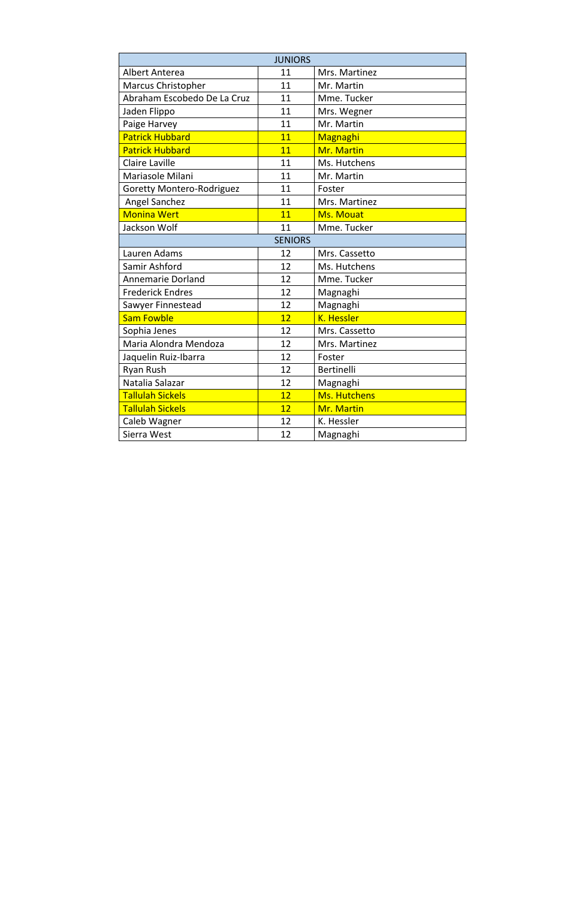| | | |
|---|---|---|
| JUNIORS | | |
| Albert Anterea | 11 | Mrs. Martinez |
| Marcus Christopher | 11 | Mr. Martin |
| Abraham Escobedo De La Cruz | 11 | Mme. Tucker |
| Jaden Flippo | 11 | Mrs. Wegner |
| Paige Harvey | 11 | Mr. Martin |
| Patrick Hubbard | 11 | Magnaghi |
| Patrick Hubbard | 11 | Mr. Martin |
| Claire Laville | 11 | Ms. Hutchens |
| Mariasole Milani | 11 | Mr. Martin |
| Goretty Montero-Rodriguez | 11 | Foster |
| Angel Sanchez | 11 | Mrs. Martinez |
| Monina Wert | 11 | Ms. Mouat |
| Jackson Wolf | 11 | Mme. Tucker |
| SENIORS | | |
| Lauren Adams | 12 | Mrs. Cassetto |
| Samir Ashford | 12 | Ms. Hutchens |
| Annemarie Dorland | 12 | Mme. Tucker |
| Frederick Endres | 12 | Magnaghi |
| Sawyer Finnestead | 12 | Magnaghi |
| Sam Fowble | 12 | K. Hessler |
| Sophia Jenes | 12 | Mrs. Cassetto |
| Maria Alondra Mendoza | 12 | Mrs. Martinez |
| Jaquelin Ruiz-Ibarra | 12 | Foster |
| Ryan Rush | 12 | Bertinelli |
| Natalia Salazar | 12 | Magnaghi |
| Tallulah Sickels | 12 | Ms. Hutchens |
| Tallulah Sickels | 12 | Mr. Martin |
| Caleb Wagner | 12 | K. Hessler |
| Sierra West | 12 | Magnaghi |